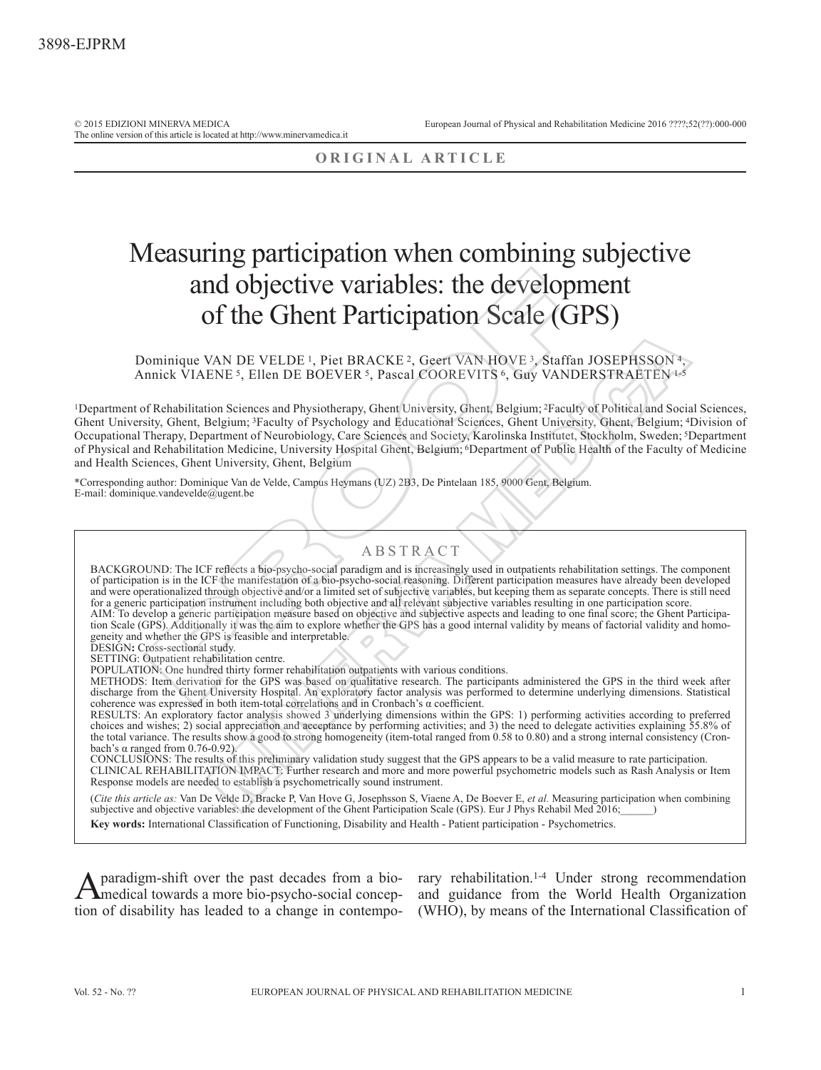ORIGINAL ARTICLE

# Measuring participation when combining subjective and objective variables: the development of the Ghent Participation Scale (GPS)

Dominique VAN DE VELDE [1], Piet BRACKE [2], Geert VAN HOVE [3], Staffan JOSEPHSSON [4], Annick VIAENE [5], Ellen DE BOEVER [5], Pascal COOREVITS [6], Guy VANDERSTRAETEN [1-5]

[1]Department of Rehabilitation Sciences and Physiotherapy, Ghent University, Ghent, Belgium; [2]Faculty of Political and Social Sciences, Ghent University, Ghent, Belgium; [3]Faculty of Psychology and Educational Sciences, Ghent University, Ghent, Belgium; [4]Division of Occupational Therapy, Department of Neurobiology, Care Sciences and Society, Karolinska Institutet, Stockholm, Sweden; [5]Department of Physical and Rehabilitation Medicine, University Hospital Ghent, Belgium; [6]Department of Public Health of the Faculty of Medicine and Health Sciences, Ghent University, Ghent, Belgium

*Corresponding author: Dominique Van de Velde, Campus Heymans (UZ) 2B3, De Pintelaan 185, 9000 Gent, Belgium.
E-mail: dominique.vandevelde@ugent.be

## ABSTRACT

BACKGROUND: The ICF reflects a bio-psycho-social paradigm and is increasingly used in outpatients rehabilitation settings. The component of participation is in the ICF the manifestation of a bio-psycho-social reasoning. Different participation measures have already been developed and were operationalized through objective and/or a limited set of subjective variables, but keeping them as separate concepts. There is still need for a generic participation instrument including both objective and all relevant subjective variables resulting in one participation score.
AIM: To develop a generic participation measure based on objective and subjective aspects and leading to one final score; the Ghent Participation Scale (GPS). Additionally it was the aim to explore whether the GPS has a good internal validity by means of factorial validity and homogeneity and whether the GPS is feasible and interpretable.
DESIGN**:** Cross-sectional study.
SETTING: Outpatient rehabilitation centre.
POPULATION: One hundred thirty former rehabilitation outpatients with various conditions.
METHODS: Item derivation for the GPS was based on qualitative research. The participants administered the GPS in the third week after discharge from the Ghent University Hospital. An exploratory factor analysis was performed to determine underlying dimensions. Statistical coherence was expressed in both item-total correlations and in Cronbach's α coefficient.
RESULTS: An exploratory factor analysis showed 3 underlying dimensions within the GPS: 1) performing activities according to preferred choices and wishes; 2) social appreciation and acceptance by performing activities; and 3) the need to delegate activities explaining 55.8% of the total variance. The results show a good to strong homogeneity (item-total ranged from 0.58 to 0.80) and a strong internal consistency (Cronbach's α ranged from 0.76-0.92).
CONCLUSIONS: The results of this preliminary validation study suggest that the GPS appears to be a valid measure to rate participation.
CLINICAL REHABILITATION IMPACT: Further research and more and more powerful psychometric models such as Rash Analysis or Item Response models are needed to establish a psychometrically sound instrument.

(*Cite this article as:* Van De Velde D, Bracke P, Van Hove G, Josephsson S, Viaene A, De Boever E, *et al.* Measuring participation when combining subjective and objective variables: the development of the Ghent Participation Scale (GPS). Eur J Phys Rehabil Med 2016;\_\_\_\_\_\_)

**Key words:** International Classification of Functioning, Disability and Health - Patient participation - Psychometrics.

A paradigm-shift over the past decades from a biomedical towards a more bio-psycho-social conception of disability has leaded to a change in contemporary rehabilitation.[1-4] Under strong recommendation and guidance from the World Health Organization (WHO), by means of the International Classification of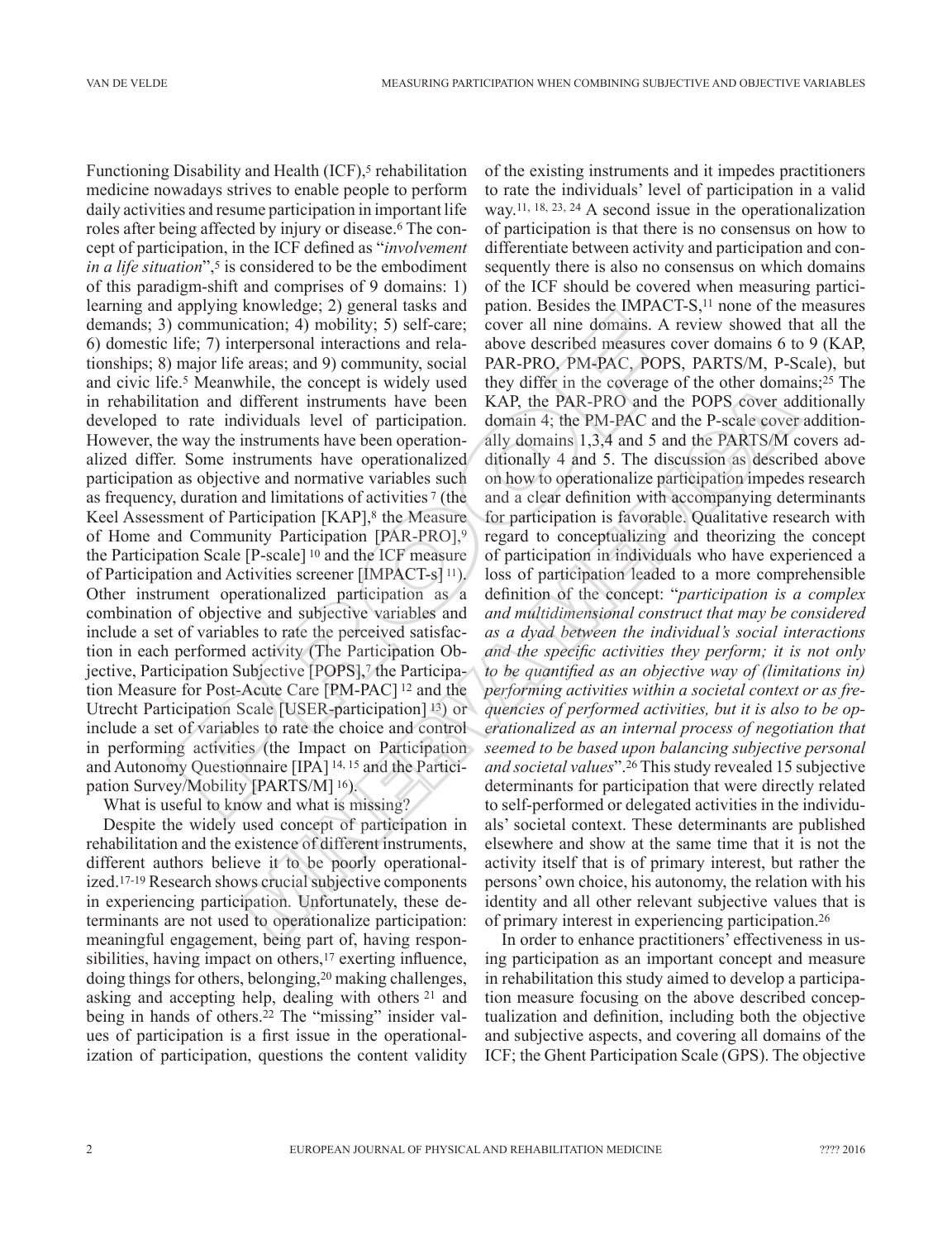Functioning Disability and Health (ICF),[5] rehabilitation medicine nowadays strives to enable people to perform daily activities and resume participation in important life roles after being affected by injury or disease.[6] The concept of participation, in the ICF defined as "*involvement in a life situation*",[5] is considered to be the embodiment of this paradigm-shift and comprises of 9 domains: 1) learning and applying knowledge; 2) general tasks and demands; 3) communication; 4) mobility; 5) self-care; 6) domestic life; 7) interpersonal interactions and relationships; 8) major life areas; and 9) community, social and civic life.[5] Meanwhile, the concept is widely used in rehabilitation and different instruments have been developed to rate individuals level of participation. However, the way the instruments have been operationalized differ. Some instruments have operationalized participation as objective and normative variables such as frequency, duration and limitations of activities [7] (the Keel Assessment of Participation [KAP],[8] the Measure of Home and Community Participation [PAR-PRO],[9] the Participation Scale [P-scale] [10] and the ICF measure of Participation and Activities screener [IMPACT-s] [11]). Other instrument operationalized participation as a combination of objective and subjective variables and include a set of variables to rate the perceived satisfaction in each performed activity (The Participation Objective, Participation Subjective [POPS],[7] the Participation Measure for Post-Acute Care [PM-PAC] [12] and the Utrecht Participation Scale [USER-participation] [13]) or include a set of variables to rate the choice and control in performing activities (the Impact on Participation and Autonomy Questionnaire [IPA] [14, 15] and the Participation Survey/Mobility [PARTS/M] [16]).

What is useful to know and what is missing?

Despite the widely used concept of participation in rehabilitation and the existence of different instruments, different authors believe it to be poorly operationalized.[17-19] Research shows crucial subjective components in experiencing participation. Unfortunately, these determinants are not used to operationalize participation: meaningful engagement, being part of, having responsibilities, having impact on others,[17] exerting influence, doing things for others, belonging,[20] making challenges, asking and accepting help, dealing with others [21] and being in hands of others.[22] The "missing" insider values of participation is a first issue in the operationalization of participation, questions the content validity of the existing instruments and it impedes practitioners to rate the individuals' level of participation in a valid way.[11, 18, 23, 24] A second issue in the operationalization of participation is that there is no consensus on how to differentiate between activity and participation and consequently there is also no consensus on which domains of the ICF should be covered when measuring participation. Besides the IMPACT-S,[11] none of the measures cover all nine domains. A review showed that all the above described measures cover domains 6 to 9 (KAP, PAR-PRO, PM-PAC, POPS, PARTS/M, P-Scale), but they differ in the coverage of the other domains;[25] The KAP, the PAR-PRO and the POPS cover additionally domain 4; the PM-PAC and the P-scale cover additionally domains 1,3,4 and 5 and the PARTS/M covers additionally 4 and 5. The discussion as described above on how to operationalize participation impedes research and a clear definition with accompanying determinants for participation is favorable. Qualitative research with regard to conceptualizing and theorizing the concept of participation in individuals who have experienced a loss of participation leaded to a more comprehensible definition of the concept: "*participation is a complex and multidimensional construct that may be considered as a dyad between the individual's social interactions and the specific activities they perform; it is not only to be quantified as an objective way of (limitations in) performing activities within a societal context or as frequencies of performed activities, but it is also to be operationalized as an internal process of negotiation that seemed to be based upon balancing subjective personal and societal values*".[26] This study revealed 15 subjective determinants for participation that were directly related to self-performed or delegated activities in the individuals' societal context. These determinants are published elsewhere and show at the same time that it is not the activity itself that is of primary interest, but rather the persons' own choice, his autonomy, the relation with his identity and all other relevant subjective values that is of primary interest in experiencing participation.[26]

In order to enhance practitioners' effectiveness in using participation as an important concept and measure in rehabilitation this study aimed to develop a participation measure focusing on the above described conceptualization and definition, including both the objective and subjective aspects, and covering all domains of the ICF; the Ghent Participation Scale (GPS). The objective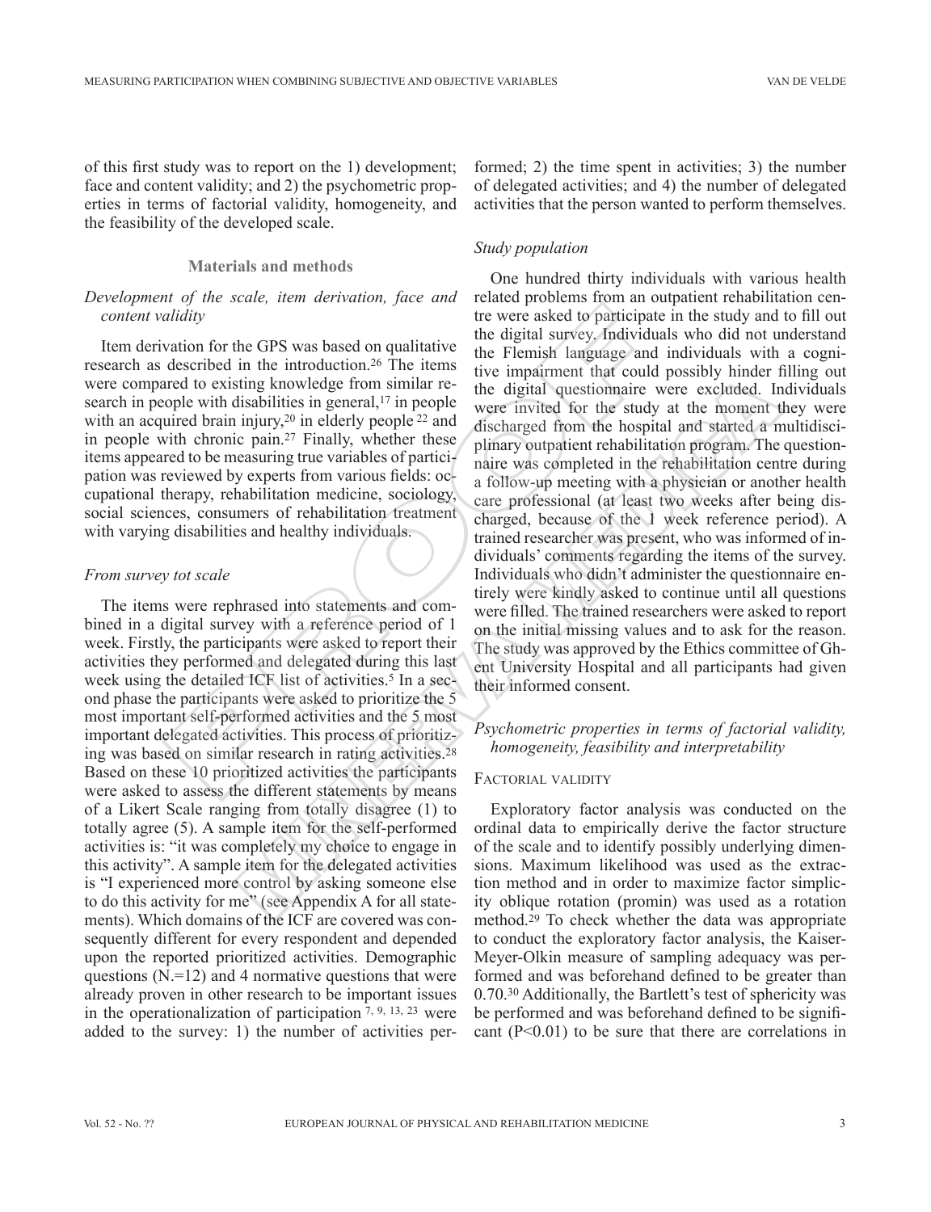of this first study was to report on the 1) development; face and content validity; and 2) the psychometric properties in terms of factorial validity, homogeneity, and the feasibility of the developed scale.

## Materials and methods

### *Development of the scale, item derivation, face and content validity*

Item derivation for the GPS was based on qualitative research as described in the introduction.[26] The items were compared to existing knowledge from similar research in people with disabilities in general,[17] in people with an acquired brain injury,[20] in elderly people [22] and in people with chronic pain.[27] Finally, whether these items appeared to be measuring true variables of participation was reviewed by experts from various fields: occupational therapy, rehabilitation medicine, sociology, social sciences, consumers of rehabilitation treatment with varying disabilities and healthy individuals.

### *From survey tot scale*

The items were rephrased into statements and combined in a digital survey with a reference period of 1 week. Firstly, the participants were asked to report their activities they performed and delegated during this last week using the detailed ICF list of activities.[5] In a second phase the participants were asked to prioritize the 5 most important self-performed activities and the 5 most important delegated activities. This process of prioritizing was based on similar research in rating activities.[28] Based on these 10 prioritized activities the participants were asked to assess the different statements by means of a Likert Scale ranging from totally disagree (1) to totally agree (5). A sample item for the self-performed activities is: "it was completely my choice to engage in this activity". A sample item for the delegated activities is "I experienced more control by asking someone else to do this activity for me" (see Appendix A for all statements). Which domains of the ICF are covered was consequently different for every respondent and depended upon the reported prioritized activities. Demographic questions (N.=12) and 4 normative questions that were already proven in other research to be important issues in the operationalization of participation [7, 9, 13, 23] were added to the survey: 1) the number of activities performed; 2) the time spent in activities; 3) the number of delegated activities; and 4) the number of delegated activities that the person wanted to perform themselves.

### *Study population*

One hundred thirty individuals with various health related problems from an outpatient rehabilitation centre were asked to participate in the study and to fill out the digital survey. Individuals who did not understand the Flemish language and individuals with a cognitive impairment that could possibly hinder filling out the digital questionnaire were excluded. Individuals were invited for the study at the moment they were discharged from the hospital and started a multidisciplinary outpatient rehabilitation program. The questionnaire was completed in the rehabilitation centre during a follow-up meeting with a physician or another health care professional (at least two weeks after being discharged, because of the 1 week reference period). A trained researcher was present, who was informed of individuals' comments regarding the items of the survey. Individuals who didn't administer the questionnaire entirely were kindly asked to continue until all questions were filled. The trained researchers were asked to report on the initial missing values and to ask for the reason. The study was approved by the Ethics committee of Ghent University Hospital and all participants had given their informed consent.

### *Psychometric properties in terms of factorial validity, homogeneity, feasibility and interpretability*

#### Factorial validity

Exploratory factor analysis was conducted on the ordinal data to empirically derive the factor structure of the scale and to identify possibly underlying dimensions. Maximum likelihood was used as the extraction method and in order to maximize factor simplicity oblique rotation (promin) was used as a rotation method.[29] To check whether the data was appropriate to conduct the exploratory factor analysis, the Kaiser-Meyer-Olkin measure of sampling adequacy was performed and was beforehand defined to be greater than 0.70.[30] Additionally, the Bartlett's test of sphericity was be performed and was beforehand defined to be significant ($P<0.01$) to be sure that there are correlations in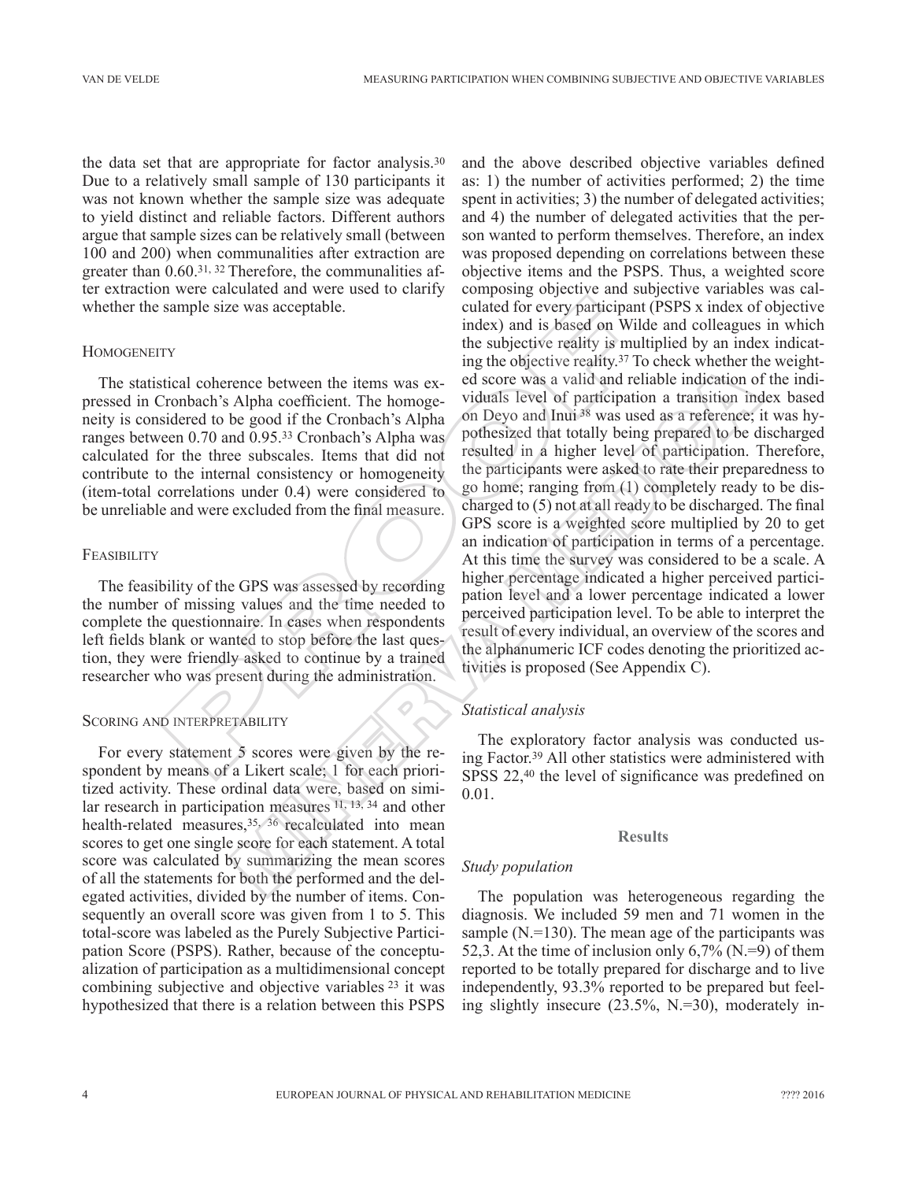the data set that are appropriate for factor analysis.[30] Due to a relatively small sample of 130 participants it was not known whether the sample size was adequate to yield distinct and reliable factors. Different authors argue that sample sizes can be relatively small (between 100 and 200) when communalities after extraction are greater than 0.60.[31, 32] Therefore, the communalities after extraction were calculated and were used to clarify whether the sample size was acceptable.

#### Homogeneity

The statistical coherence between the items was expressed in Cronbach's Alpha coefficient. The homogeneity is considered to be good if the Cronbach's Alpha ranges between 0.70 and 0.95.[33] Cronbach's Alpha was calculated for the three subscales. Items that did not contribute to the internal consistency or homogeneity (item-total correlations under 0.4) were considered to be unreliable and were excluded from the final measure.

#### Feasibility

The feasibility of the GPS was assessed by recording the number of missing values and the time needed to complete the questionnaire. In cases when respondents left fields blank or wanted to stop before the last question, they were friendly asked to continue by a trained researcher who was present during the administration.

#### Scoring and interpretability

For every statement 5 scores were given by the respondent by means of a Likert scale; 1 for each prioritized activity. These ordinal data were, based on similar research in participation measures [11, 13, 34] and other health-related measures,[35, 36] recalculated into mean scores to get one single score for each statement. A total score was calculated by summarizing the mean scores of all the statements for both the performed and the delegated activities, divided by the number of items. Consequently an overall score was given from 1 to 5. This total-score was labeled as the Purely Subjective Participation Score (PSPS). Rather, because of the conceptualization of participation as a multidimensional concept combining subjective and objective variables [23] it was hypothesized that there is a relation between this PSPS and the above described objective variables defined as: 1) the number of activities performed; 2) the time spent in activities; 3) the number of delegated activities; and 4) the number of delegated activities that the person wanted to perform themselves. Therefore, an index was proposed depending on correlations between these objective items and the PSPS. Thus, a weighted score composing objective and subjective variables was calculated for every participant (PSPS x index of objective index) and is based on Wilde and colleagues in which the subjective reality is multiplied by an index indicating the objective reality.[37] To check whether the weighted score was a valid and reliable indication of the individuals level of participation a transition index based on Deyo and Inui [38] was used as a reference; it was hypothesized that totally being prepared to be discharged resulted in a higher level of participation. Therefore, the participants were asked to rate their preparedness to go home; ranging from (1) completely ready to be discharged to (5) not at all ready to be discharged. The final GPS score is a weighted score multiplied by 20 to get an indication of participation in terms of a percentage. At this time the survey was considered to be a scale. A higher percentage indicated a higher perceived participation level and a lower percentage indicated a lower perceived participation level. To be able to interpret the result of every individual, an overview of the scores and the alphanumeric ICF codes denoting the prioritized activities is proposed (See Appendix C).

### *Statistical analysis*

The exploratory factor analysis was conducted using Factor.[39] All other statistics were administered with SPSS 22,[40] the level of significance was predefined on 0.01.

## Results

### *Study population*

The population was heterogeneous regarding the diagnosis. We included 59 men and 71 women in the sample (N.=130). The mean age of the participants was 52,3. At the time of inclusion only 6,7% (N.=9) of them reported to be totally prepared for discharge and to live independently, 93.3% reported to be prepared but feeling slightly insecure (23.5%, N.=30), moderately in-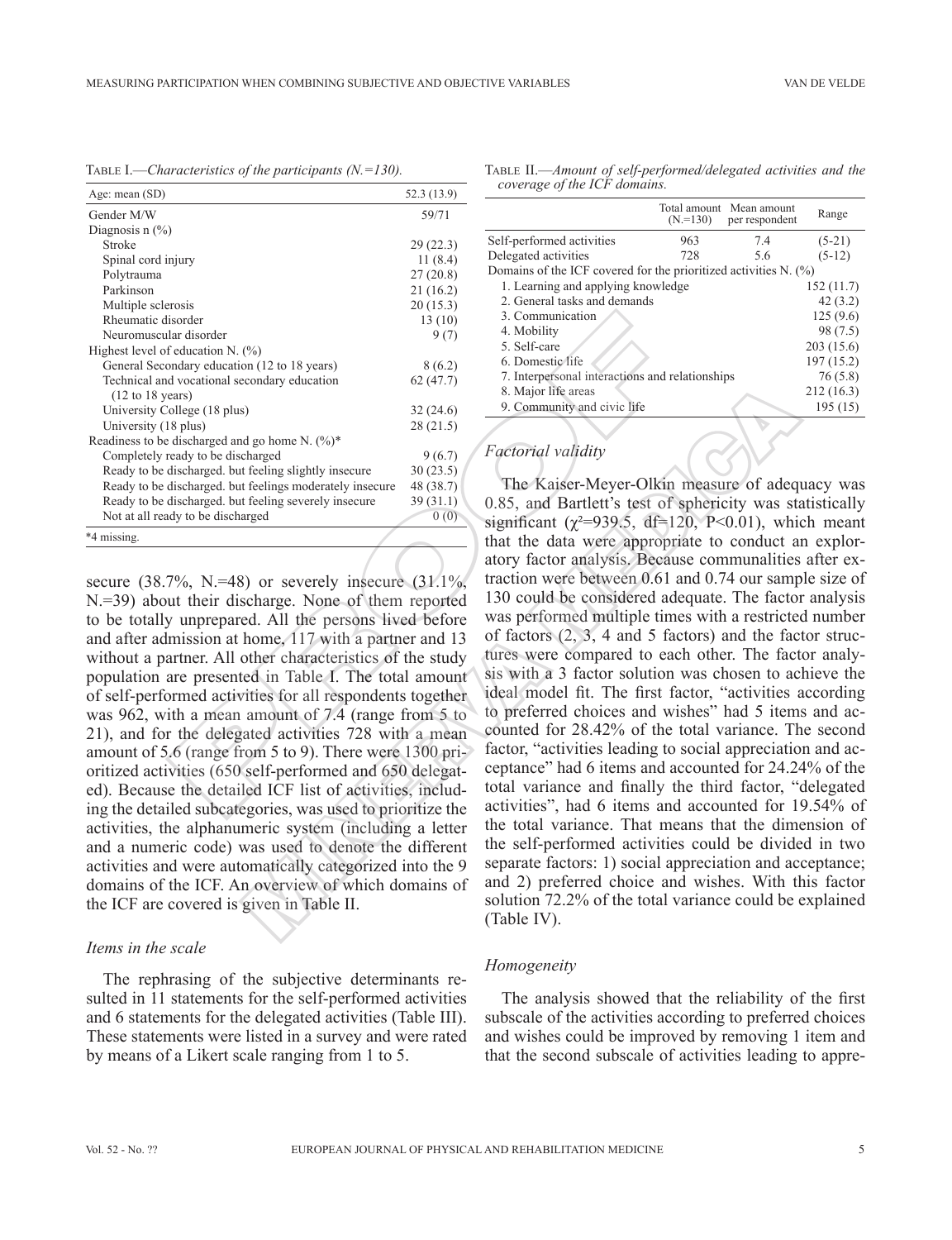Table I.—*Characteristics of the participants (N.=130).*

| Age: mean (SD) | 52.3 (13.9) |
|---|---|
| Gender M/W | 59/71 |
| Diagnosis n (%) | |
| Stroke | 29 (22.3) |
| Spinal cord injury | 11 (8.4) |
| Polytrauma | 27 (20.8) |
| Parkinson | 21 (16.2) |
| Multiple sclerosis | 20 (15.3) |
| Rheumatic disorder | 13 (10) |
| Neuromuscular disorder | 9 (7) |
| Highest level of education N. (%) | |
| General Secondary education (12 to 18 years) | 8 (6.2) |
| Technical and vocational secondary education (12 to 18 years) | 62 (47.7) |
| University College (18 plus) | 32 (24.6) |
| University (18 plus) | 28 (21.5) |
| Readiness to be discharged and go home N. (%)* | |
| Completely ready to be discharged | 9 (6.7) |
| Ready to be discharged. but feeling slightly insecure | 30 (23.5) |
| Ready to be discharged. but feelings moderately insecure | 48 (38.7) |
| Ready to be discharged. but feeling severely insecure | 39 (31.1) |
| Not at all ready to be discharged | 0 (0) |

*4 missing.

secure (38.7%, N.=48) or severely insecure (31.1%, N.=39) about their discharge. None of them reported to be totally unprepared. All the persons lived before and after admission at home, 117 with a partner and 13 without a partner. All other characteristics of the study population are presented in Table I. The total amount of self-performed activities for all respondents together was 962, with a mean amount of 7.4 (range from 5 to 21), and for the delegated activities 728 with a mean amount of 5.6 (range from 5 to 9). There were 1300 prioritized activities (650 self-performed and 650 delegated). Because the detailed ICF list of activities, including the detailed subcategories, was used to prioritize the activities, the alphanumeric system (including a letter and a numeric code) was used to denote the different activities and were automatically categorized into the 9 domains of the ICF. An overview of which domains of the ICF are covered is given in Table II.

### *Items in the scale*

The rephrasing of the subjective determinants resulted in 11 statements for the self-performed activities and 6 statements for the delegated activities (Table III). These statements were listed in a survey and were rated by means of a Likert scale ranging from 1 to 5.

Table II.—*Amount of self-performed/delegated activities and the coverage of the ICF domains.*

| | Total amount (N.=130) | Mean amount per respondent | Range |
|---|---|---|---|
| Self-performed activities | 963 | 7.4 | (5-21) |
| Delegated activities | 728 | 5.6 | (5-12) |
| Domains of the ICF covered for the prioritized activities N. (%) | | | |
| 1. Learning and applying knowledge | | | 152 (11.7) |
| 2. General tasks and demands | | | 42 (3.2) |
| 3. Communication | | | 125 (9.6) |
| 4. Mobility | | | 98 (7.5) |
| 5. Self-care | | | 203 (15.6) |
| 6. Domestic life | | | 197 (15.2) |
| 7. Interpersonal interactions and relationships | | | 76 (5.8) |
| 8. Major life areas | | | 212 (16.3) |
| 9. Community and civic life | | | 195 (15) |

### *Factorial validity*

The Kaiser-Meyer-Olkin measure of adequacy was 0.85, and Bartlett's test of sphericity was statistically significant ($\chi^2$=939.5, df=120, P<0.01), which meant that the data were appropriate to conduct an exploratory factor analysis. Because communalities after extraction were between 0.61 and 0.74 our sample size of 130 could be considered adequate. The factor analysis was performed multiple times with a restricted number of factors (2, 3, 4 and 5 factors) and the factor structures were compared to each other. The factor analysis with a 3 factor solution was chosen to achieve the ideal model fit. The first factor, "activities according to preferred choices and wishes" had 5 items and accounted for 28.42% of the total variance. The second factor, "activities leading to social appreciation and acceptance" had 6 items and accounted for 24.24% of the total variance and finally the third factor, "delegated activities", had 6 items and accounted for 19.54% of the total variance. That means that the dimension of the self-performed activities could be divided in two separate factors: 1) social appreciation and acceptance; and 2) preferred choice and wishes. With this factor solution 72.2% of the total variance could be explained (Table IV).

### *Homogeneity*

The analysis showed that the reliability of the first subscale of the activities according to preferred choices and wishes could be improved by removing 1 item and that the second subscale of activities leading to appre-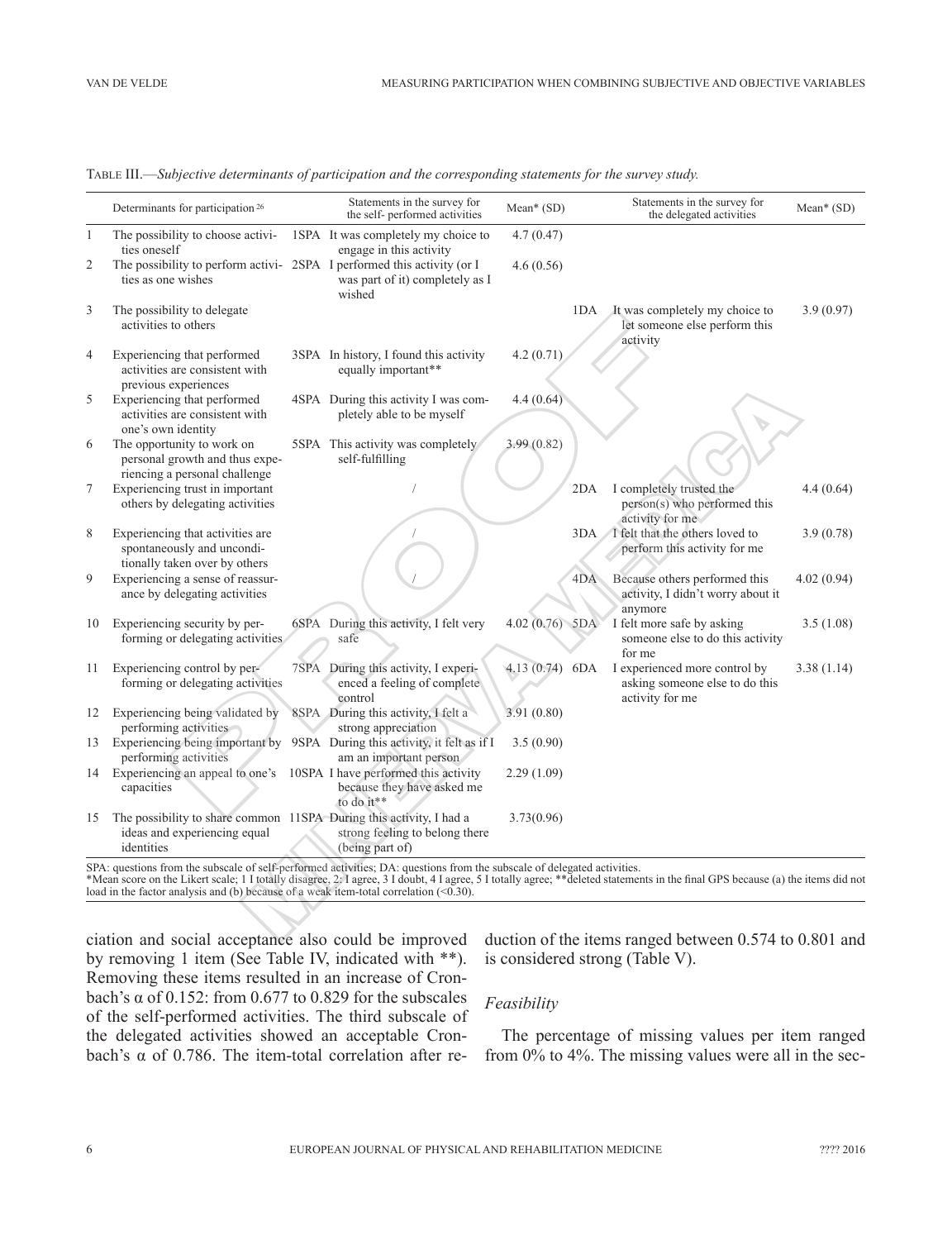Table III.—*Subjective determinants of participation and the corresponding statements for the survey study.*

| | Determinants for participation [26] | | Statements in the survey for the self- performed activities | Mean* (SD) | | Statements in the survey for the delegated activities | Mean* (SD) |
|---|---|---|---|---|---|---|---|
| 1 | The possibility to choose activities oneself | 1SPA | It was completely my choice to engage in this activity | 4.7 (0.47) | | | |
| 2 | The possibility to perform activities as one wishes | 2SPA | I performed this activity (or I was part of it) completely as I wished | 4.6 (0.56) | | | |
| 3 | The possibility to delegate activities to others | | | | 1DA | It was completely my choice to let someone else perform this activity | 3.9 (0.97) |
| 4 | Experiencing that performed activities are consistent with previous experiences | 3SPA | In history, I found this activity equally important** | 4.2 (0.71) | | | |
| 5 | Experiencing that performed activities are consistent with one's own identity | 4SPA | During this activity I was completely able to be myself | 4.4 (0.64) | | | |
| 6 | The opportunity to work on personal growth and thus experiencing a personal challenge | 5SPA | This activity was completely self-fulfilling | 3.99 (0.82) | | | |
| 7 | Experiencing trust in important others by delegating activities | | / | | 2DA | I completely trusted the person(s) who performed this activity for me | 4.4 (0.64) |
| 8 | Experiencing that activities are spontaneously and unconditionally taken over by others | | / | | 3DA | I felt that the others loved to perform this activity for me | 3.9 (0.78) |
| 9 | Experiencing a sense of reassurance by delegating activities | | / | | 4DA | Because others performed this activity, I didn't worry about it anymore | 4.02 (0.94) |
| 10 | Experiencing security by performing or delegating activities | 6SPA | During this activity, I felt very safe | 4.02 (0.76) | 5DA | I felt more safe by asking someone else to do this activity for me | 3.5 (1.08) |
| 11 | Experiencing control by performing or delegating activities | 7SPA | During this activity, I experienced a feeling of complete control | 4.13 (0.74) | 6DA | I experienced more control by asking someone else to do this activity for me | 3.38 (1.14) |
| 12 | Experiencing being validated by performing activities | 8SPA | During this activity, I felt a strong appreciation | 3.91 (0.80) | | | |
| 13 | Experiencing being important by performing activities | 9SPA | During this activity, it felt as if I am an important person | 3.5 (0.90) | | | |
| 14 | Experiencing an appeal to one's capacities | 10SPA | I have performed this activity because they have asked me to do it** | 2.29 (1.09) | | | |
| 15 | The possibility to share common ideas and experiencing equal identities | 11SPA | During this activity, I had a strong feeling to belong there (being part of) | 3.73(0.96) | | | |

SPA: questions from the subscale of self-performed activities; DA: questions from the subscale of delegated activities.
*Mean score on the Likert scale; 1 I totally disagree, 2: I agree, 3 I doubt, 4 I agree, 5 I totally agree; **deleted statements in the final GPS because (a) the items did not load in the factor analysis and (b) because of a weak item-total correlation (<0.30).

ciation and social acceptance also could be improved by removing 1 item (See Table IV, indicated with **). Removing these items resulted in an increase of Cronbach's α of 0.152: from 0.677 to 0.829 for the subscales of the self-performed activities. The third subscale of the delegated activities showed an acceptable Cronbach's α of 0.786. The item-total correlation after reduction of the items ranged between 0.574 to 0.801 and is considered strong (Table V).

### *Feasibility*

The percentage of missing values per item ranged from 0% to 4%. The missing values were all in the sec-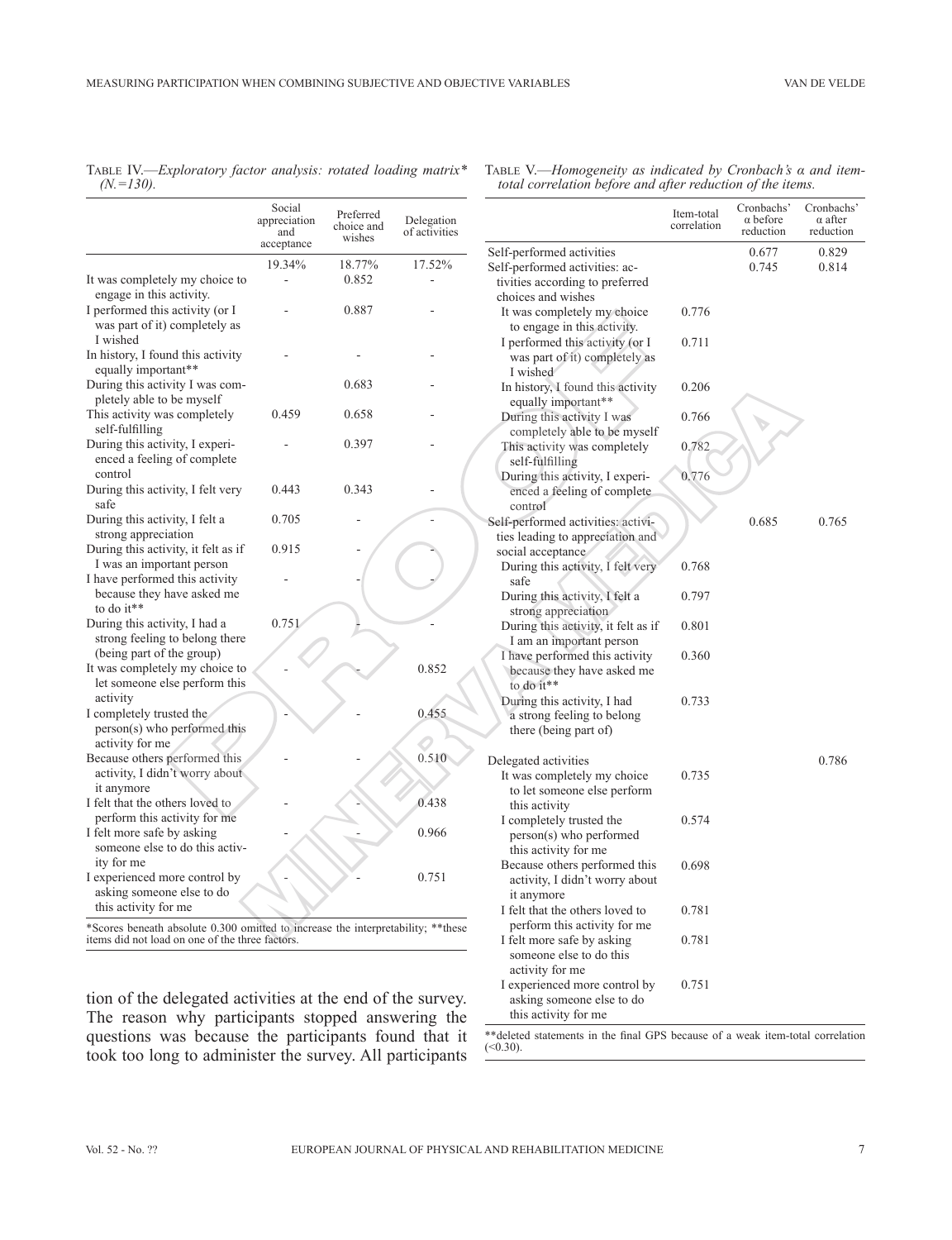Table IV.—*Exploratory factor analysis: rotated loading matrix\* (N.=130).*

| | Social appreciation and acceptance | Preferred choice and wishes | Delegation of activities |
|---|---|---|---|
| | 19.34% | 18.77% | 17.52% |
| It was completely my choice to engage in this activity. | - | 0.852 | - |
| I performed this activity (or I was part of it) completely as I wished | - | 0.887 | - |
| In history, I found this activity equally important** | - | - | - |
| During this activity I was completely able to be myself | | 0.683 | - |
| This activity was completely self-fulfilling | 0.459 | 0.658 | - |
| During this activity, I experienced a feeling of complete control | - | 0.397 | - |
| During this activity, I felt very safe | 0.443 | 0.343 | - |
| During this activity, I felt a strong appreciation | 0.705 | - | - |
| During this activity, it felt as if I was an important person | 0.915 | - | - |
| I have performed this activity because they have asked me to do it** | - | - | - |
| During this activity, I had a strong feeling to belong there (being part of the group) | 0.751 | - | - |
| It was completely my choice to let someone else perform this activity | - | - | 0.852 |
| I completely trusted the person(s) who performed this activity for me | - | - | 0.455 |
| Because others performed this activity, I didn't worry about it anymore | - | - | 0.510 |
| I felt that the others loved to perform this activity for me | - | - | 0.438 |
| I felt more safe by asking someone else to do this activity for me | - | - | 0.966 |
| I experienced more control by asking someone else to do this activity for me | - | - | 0.751 |

\*Scores beneath absolute 0.300 omitted to increase the interpretability; \*\*these items did not load on one of the three factors.

Table V.—*Homogeneity as indicated by Cronbach's α and item-total correlation before and after reduction of the items.*

| | Item-total correlation | Cronbachs' α before reduction | Cronbachs' α after reduction |
|---|---|---|---|
| Self-performed activities | | 0.677 | 0.829 |
| Self-performed activities: activities according to preferred choices and wishes | | 0.745 | 0.814 |
| It was completely my choice to engage in this activity. | 0.776 | | |
| I performed this activity (or I was part of it) completely as I wished | 0.711 | | |
| In history, I found this activity equally important** | 0.206 | | |
| During this activity I was completely able to be myself | 0.766 | | |
| This activity was completely self-fulfilling | 0.782 | | |
| During this activity, I experienced a feeling of complete control | 0.776 | | |
| Self-performed activities: activities leading to appreciation and social acceptance | | 0.685 | 0.765 |
| During this activity, I felt very safe | 0.768 | | |
| During this activity, I felt a strong appreciation | 0.797 | | |
| During this activity, it felt as if I am an important person | 0.801 | | |
| I have performed this activity because they have asked me to do it** | 0.360 | | |
| During this activity, I had a strong feeling to belong there (being part of) | 0.733 | | |
| Delegated activities | | | 0.786 |
| It was completely my choice to let someone else perform this activity | 0.735 | | |
| I completely trusted the person(s) who performed this activity for me | 0.574 | | |
| Because others performed this activity, I didn't worry about it anymore | 0.698 | | |
| I felt that the others loved to perform this activity for me | 0.781 | | |
| I felt more safe by asking someone else to do this activity for me | 0.781 | | |
| I experienced more control by asking someone else to do this activity for me | 0.751 | | |

\*\*deleted statements in the final GPS because of a weak item-total correlation (<0.30).

tion of the delegated activities at the end of the survey. The reason why participants stopped answering the questions was because the participants found that it took too long to administer the survey. All participants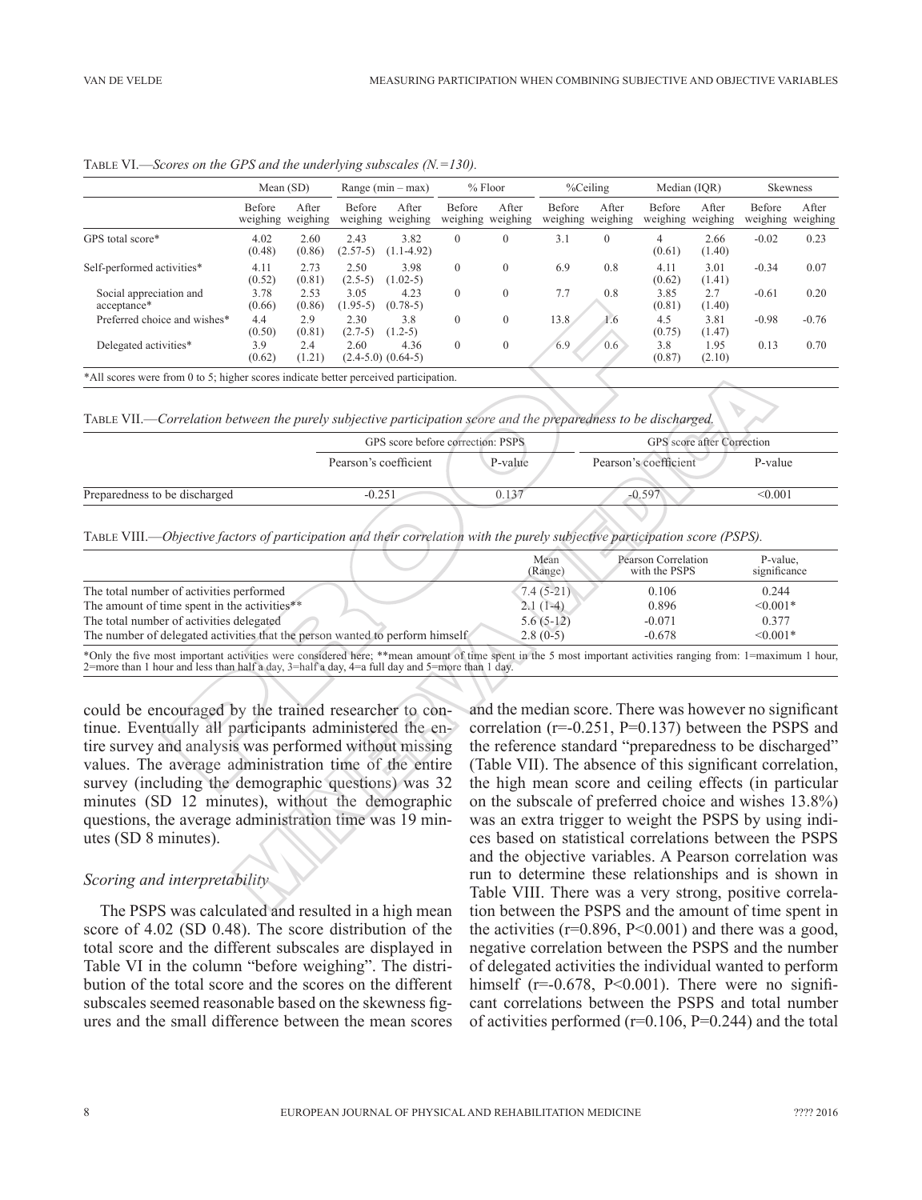Table VI.—*Scores on the GPS and the underlying subscales (N.=130).*

| | Mean (SD) | | Range (min – max) | | % Floor | | %Ceiling | | Median (IQR) | | Skewness | |
|---|---|---|---|---|---|---|---|---|---|---|---|---|
| | Before weighing | After weighing | Before weighing | After weighing | Before weighing | After weighing | Before weighing | After weighing | Before weighing | After weighing | Before weighing | After weighing |
| GPS total score* | 4.02 (0.48) | 2.60 (0.86) | 2.43 (2.57-5) | 3.82 (1.1-4.92) | 0 | 0 | 3.1 | 0 | 4 (0.61) | 2.66 (1.40) | -0.02 | 0.23 |
| Self-performed activities* | 4.11 (0.52) | 2.73 (0.81) | 2.50 (2.5-5) | 3.98 (1.02-5) | 0 | 0 | 6.9 | 0.8 | 4.11 (0.62) | 3.01 (1.41) | -0.34 | 0.07 |
| Social appreciation and acceptance* | 3.78 (0.66) | 2.53 (0.86) | 3.05 (1.95-5) | 4.23 (0.78-5) | 0 | 0 | 7.7 | 0.8 | 3.85 (0.81) | 2.7 (1.40) | -0.61 | 0.20 |
| Preferred choice and wishes* | 4.4 (0.50) | 2.9 (0.81) | 2.30 (2.7-5) | 3.8 (1.2-5) | 0 | 0 | 13.8 | 1.6 | 4.5 (0.75) | 3.81 (1.47) | -0.98 | -0.76 |
| Delegated activities* | 3.9 (0.62) | 2.4 (1.21) | 2.60 (2.4-5.0) | 4.36 (0.64-5) | 0 | 0 | 6.9 | 0.6 | 3.8 (0.87) | 1.95 (2.10) | 0.13 | 0.70 |

*All scores were from 0 to 5; higher scores indicate better perceived participation.

Table VII.—*Correlation between the purely subjective participation score and the preparedness to be discharged.*

| | GPS score before correction: PSPS | | GPS score after Correction | |
|---|---|---|---|---|
| | Pearson's coefficient | P-value | Pearson's coefficient | P-value |
| Preparedness to be discharged | -0.251 | 0.137 | -0.597 | <0.001 |

Table VIII.—*Objective factors of participation and their correlation with the purely subjective participation score (PSPS).*

| | Mean (Range) | Pearson Correlation with the PSPS | P-value, significance |
|---|---|---|---|
| The total number of activities performed | 7.4 (5-21) | 0.106 | 0.244 |
| The amount of time spent in the activities** | 2.1 (1-4) | 0.896 | <0.001* |
| The total number of activities delegated | 5.6 (5-12) | -0.071 | 0.377 |
| The number of delegated activities that the person wanted to perform himself | 2.8 (0-5) | -0.678 | <0.001* |

*Only the five most important activities were considered here; **mean amount of time spent in the 5 most important activities ranging from: 1=maximum 1 hour, 2=more than 1 hour and less than half a day, 3=half a day, 4=a full day and 5=more than 1 day.

could be encouraged by the trained researcher to continue. Eventually all participants administered the entire survey and analysis was performed without missing values. The average administration time of the entire survey (including the demographic questions) was 32 minutes (SD 12 minutes), without the demographic questions, the average administration time was 19 minutes (SD 8 minutes).

### *Scoring and interpretability*

The PSPS was calculated and resulted in a high mean score of 4.02 (SD 0.48). The score distribution of the total score and the different subscales are displayed in Table VI in the column "before weighing". The distribution of the total score and the scores on the different subscales seemed reasonable based on the skewness figures and the small difference between the mean scores and the median score. There was however no significant correlation (r=-0.251, P=0.137) between the PSPS and the reference standard "preparedness to be discharged" (Table VII). The absence of this significant correlation, the high mean score and ceiling effects (in particular on the subscale of preferred choice and wishes 13.8%) was an extra trigger to weight the PSPS by using indices based on statistical correlations between the PSPS and the objective variables. A Pearson correlation was run to determine these relationships and is shown in Table VIII. There was a very strong, positive correlation between the PSPS and the amount of time spent in the activities (r=0.896, P<0.001) and there was a good, negative correlation between the PSPS and the number of delegated activities the individual wanted to perform himself (r=-0.678, P<0.001). There were no significant correlations between the PSPS and total number of activities performed (r=0.106, P=0.244) and the total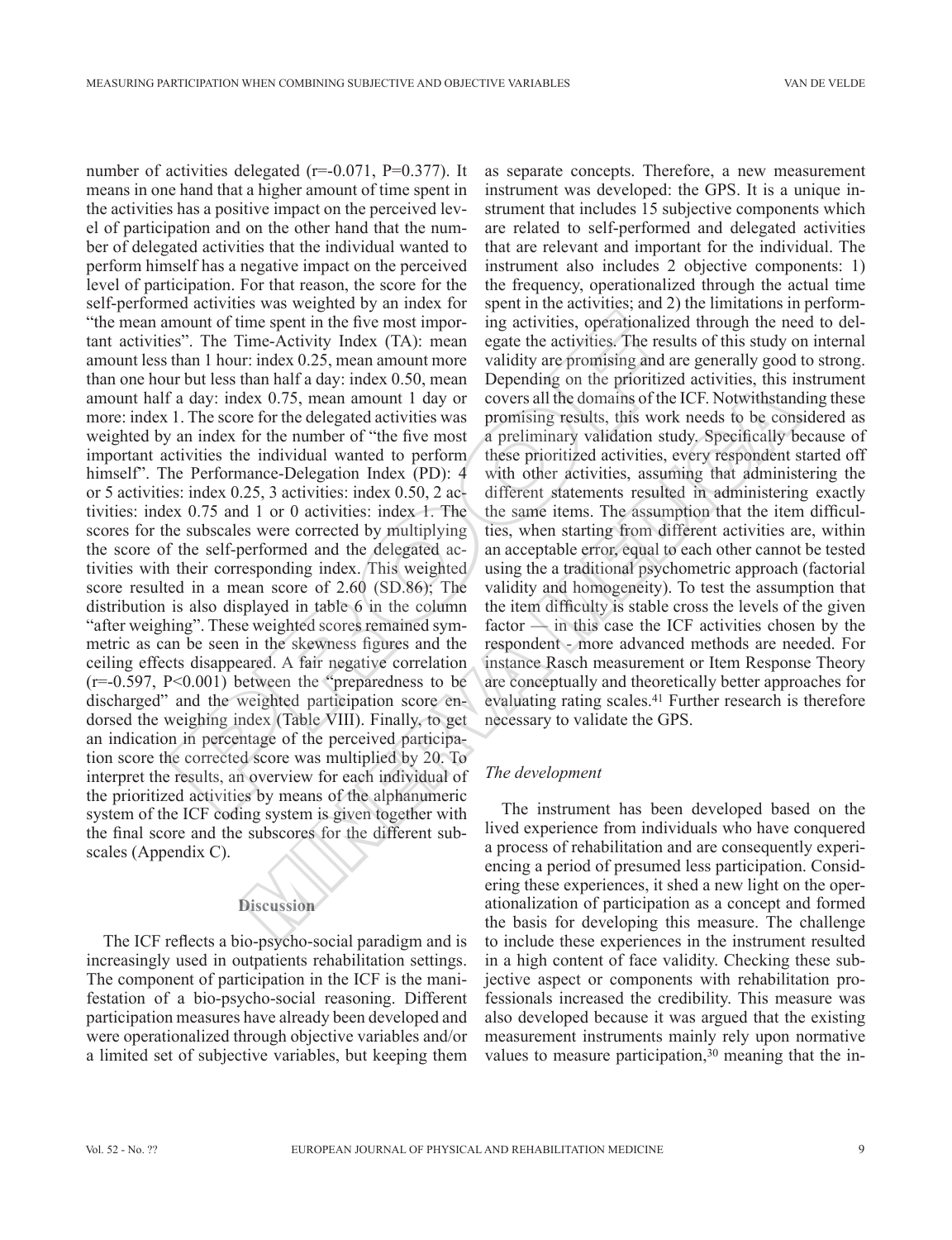number of activities delegated (r=-0.071, P=0.377). It means in one hand that a higher amount of time spent in the activities has a positive impact on the perceived level of participation and on the other hand that the number of delegated activities that the individual wanted to perform himself has a negative impact on the perceived level of participation. For that reason, the score for the self-performed activities was weighted by an index for "the mean amount of time spent in the five most important activities". The Time-Activity Index (TA): mean amount less than 1 hour: index 0.25, mean amount more than one hour but less than half a day: index 0.50, mean amount half a day: index 0.75, mean amount 1 day or more: index 1. The score for the delegated activities was weighted by an index for the number of "the five most important activities the individual wanted to perform himself". The Performance-Delegation Index (PD): 4 or 5 activities: index 0.25, 3 activities: index 0.50, 2 activities: index 0.75 and 1 or 0 activities: index 1. The scores for the subscales were corrected by multiplying the score of the self-performed and the delegated activities with their corresponding index. This weighted score resulted in a mean score of 2.60 (SD.86); The distribution is also displayed in table 6 in the column "after weighing". These weighted scores remained symmetric as can be seen in the skewness figures and the ceiling effects disappeared. A fair negative correlation (r=-0.597, P<0.001) between the "preparedness to be discharged" and the weighted participation score endorsed the weighing index (Table VIII). Finally, to get an indication in percentage of the perceived participation score the corrected score was multiplied by 20. To interpret the results, an overview for each individual of the prioritized activities by means of the alphanumeric system of the ICF coding system is given together with the final score and the subscores for the different subscales (Appendix C).

## Discussion

The ICF reflects a bio-psycho-social paradigm and is increasingly used in outpatients rehabilitation settings. The component of participation in the ICF is the manifestation of a bio-psycho-social reasoning. Different participation measures have already been developed and were operationalized through objective variables and/or a limited set of subjective variables, but keeping them as separate concepts. Therefore, a new measurement instrument was developed: the GPS. It is a unique instrument that includes 15 subjective components which are related to self-performed and delegated activities that are relevant and important for the individual. The instrument also includes 2 objective components: 1) the frequency, operationalized through the actual time spent in the activities; and 2) the limitations in performing activities, operationalized through the need to delegate the activities. The results of this study on internal validity are promising and are generally good to strong. Depending on the prioritized activities, this instrument covers all the domains of the ICF. Notwithstanding these promising results, this work needs to be considered as a preliminary validation study. Specifically because of these prioritized activities, every respondent started off with other activities, assuming that administering the different statements resulted in administering exactly the same items. The assumption that the item difficulties, when starting from different activities are, within an acceptable error, equal to each other cannot be tested using the a traditional psychometric approach (factorial validity and homogeneity). To test the assumption that the item difficulty is stable cross the levels of the given factor — in this case the ICF activities chosen by the respondent - more advanced methods are needed. For instance Rasch measurement or Item Response Theory are conceptually and theoretically better approaches for evaluating rating scales.[41] Further research is therefore necessary to validate the GPS.

### *The development*

The instrument has been developed based on the lived experience from individuals who have conquered a process of rehabilitation and are consequently experiencing a period of presumed less participation. Considering these experiences, it shed a new light on the operationalization of participation as a concept and formed the basis for developing this measure. The challenge to include these experiences in the instrument resulted in a high content of face validity. Checking these subjective aspect or components with rehabilitation professionals increased the credibility. This measure was also developed because it was argued that the existing measurement instruments mainly rely upon normative values to measure participation,[30] meaning that the in-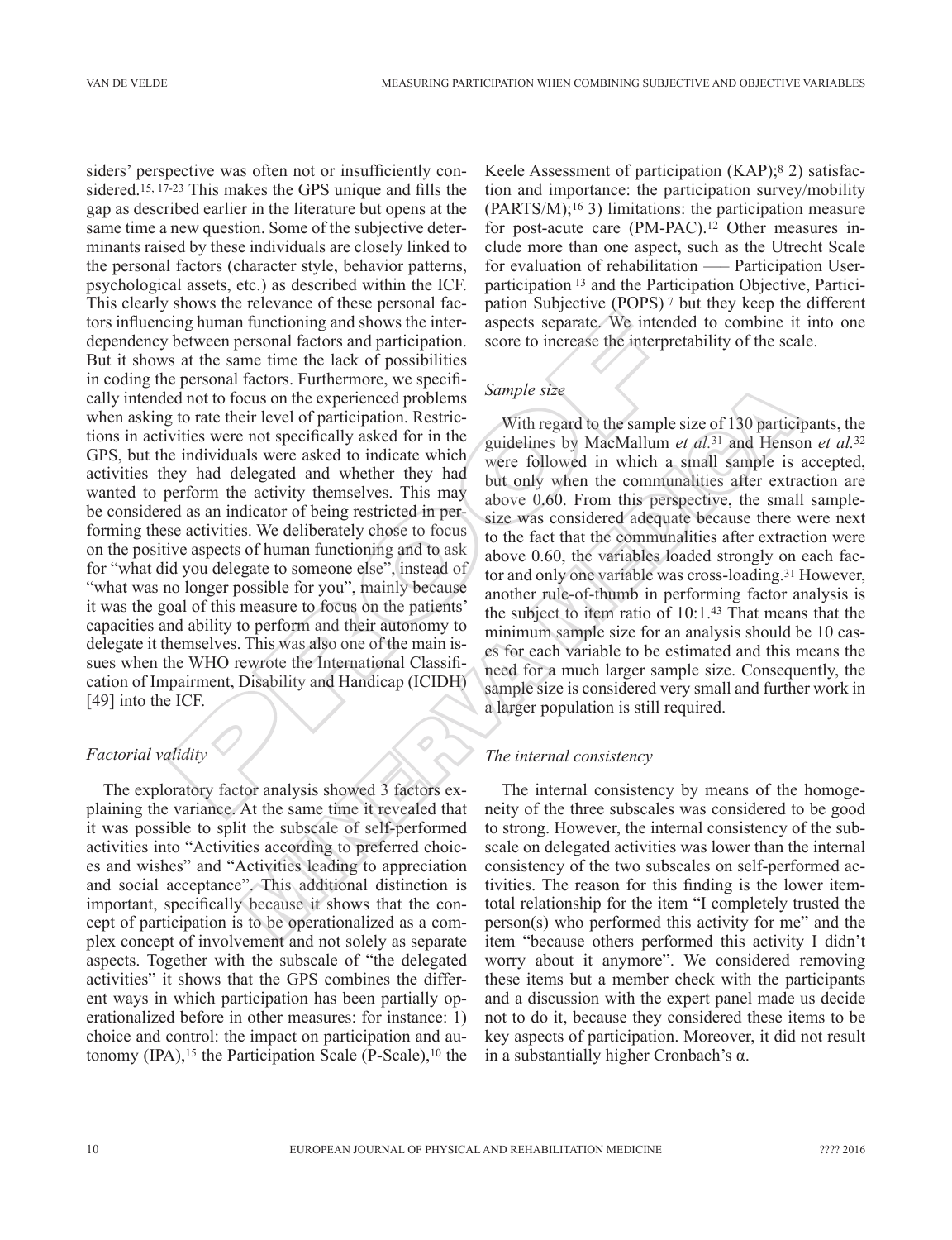siders' perspective was often not or insufficiently considered.[15, 17-23] This makes the GPS unique and fills the gap as described earlier in the literature but opens at the same time a new question. Some of the subjective determinants raised by these individuals are closely linked to the personal factors (character style, behavior patterns, psychological assets, etc.) as described within the ICF. This clearly shows the relevance of these personal factors influencing human functioning and shows the interdependency between personal factors and participation. But it shows at the same time the lack of possibilities in coding the personal factors. Furthermore, we specifically intended not to focus on the experienced problems when asking to rate their level of participation. Restrictions in activities were not specifically asked for in the GPS, but the individuals were asked to indicate which activities they had delegated and whether they had wanted to perform the activity themselves. This may be considered as an indicator of being restricted in performing these activities. We deliberately chose to focus on the positive aspects of human functioning and to ask for "what did you delegate to someone else", instead of "what was no longer possible for you", mainly because it was the goal of this measure to focus on the patients' capacities and ability to perform and their autonomy to delegate it themselves. This was also one of the main issues when the WHO rewrote the International Classification of Impairment, Disability and Handicap (ICIDH) [49] into the ICF.

### *Factorial validity*

The exploratory factor analysis showed 3 factors explaining the variance. At the same time it revealed that it was possible to split the subscale of self-performed activities into "Activities according to preferred choices and wishes" and "Activities leading to appreciation and social acceptance". This additional distinction is important, specifically because it shows that the concept of participation is to be operationalized as a complex concept of involvement and not solely as separate aspects. Together with the subscale of "the delegated activities" it shows that the GPS combines the different ways in which participation has been partially operationalized before in other measures: for instance: 1) choice and control: the impact on participation and autonomy (IPA),[15] the Participation Scale (P-Scale),[10] the Keele Assessment of participation (KAP);[8] 2) satisfaction and importance: the participation survey/mobility (PARTS/M);[16] 3) limitations: the participation measure for post-acute care (PM-PAC).[12] Other measures include more than one aspect, such as the Utrecht Scale for evaluation of rehabilitation — Participation User-participation [13] and the Participation Objective, Participation Subjective (POPS) [7] but they keep the different aspects separate. We intended to combine it into one score to increase the interpretability of the scale.

### *Sample size*

With regard to the sample size of 130 participants, the guidelines by MacMallum *et al.*[31] and Henson *et al.*[32] were followed in which a small sample is accepted, but only when the communalities after extraction are above 0.60. From this perspective, the small sample-size was considered adequate because there were next to the fact that the communalities after extraction were above 0.60, the variables loaded strongly on each factor and only one variable was cross-loading.[31] However, another rule-of-thumb in performing factor analysis is the subject to item ratio of 10:1.[43] That means that the minimum sample size for an analysis should be 10 cases for each variable to be estimated and this means the need for a much larger sample size. Consequently, the sample size is considered very small and further work in a larger population is still required.

### *The internal consistency*

The internal consistency by means of the homogeneity of the three subscales was considered to be good to strong. However, the internal consistency of the subscale on delegated activities was lower than the internal consistency of the two subscales on self-performed activities. The reason for this finding is the lower item-total relationship for the item "I completely trusted the person(s) who performed this activity for me" and the item "because others performed this activity I didn't worry about it anymore". We considered removing these items but a member check with the participants and a discussion with the expert panel made us decide not to do it, because they considered these items to be key aspects of participation. Moreover, it did not result in a substantially higher Cronbach's $\alpha$.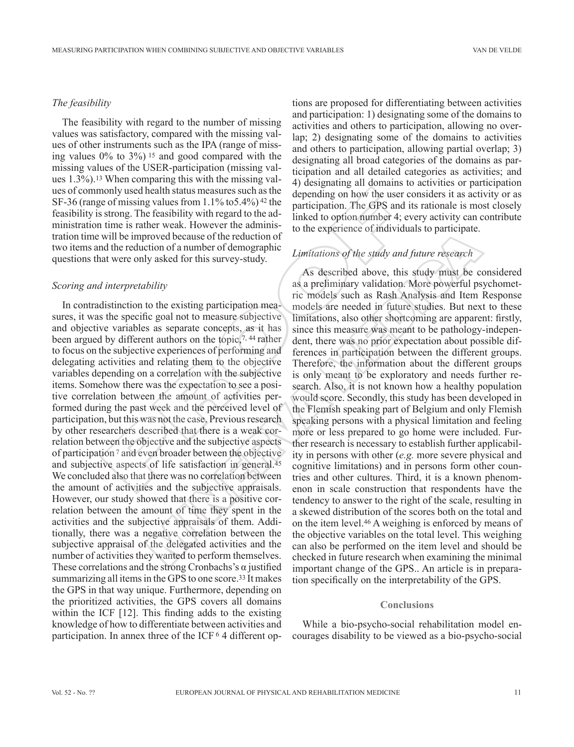### *The feasibility*

The feasibility with regard to the number of missing values was satisfactory, compared with the missing values of other instruments such as the IPA (range of missing values 0% to 3%) [15] and good compared with the missing values of the USER-participation (missing values 1.3%).[13] When comparing this with the missing values of commonly used health status measures such as the SF-36 (range of missing values from 1.1% to5.4%) [42] the feasibility is strong. The feasibility with regard to the administration time is rather weak. However the administration time will be improved because of the reduction of two items and the reduction of a number of demographic questions that were only asked for this survey-study.

### *Scoring and interpretability*

In contradistinction to the existing participation measures, it was the specific goal not to measure subjective and objective variables as separate concepts, as it has been argued by different authors on the topic,[7, 44] rather to focus on the subjective experiences of performing and delegating activities and relating them to the objective variables depending on a correlation with the subjective items. Somehow there was the expectation to see a positive correlation between the amount of activities performed during the past week and the perceived level of participation, but this was not the case. Previous research by other researchers described that there is a weak correlation between the objective and the subjective aspects of participation [7] and even broader between the objective and subjective aspects of life satisfaction in general.[45] We concluded also that there was no correlation between the amount of activities and the subjective appraisals. However, our study showed that there is a positive correlation between the amount of time they spent in the activities and the subjective appraisals of them. Additionally, there was a negative correlation between the subjective appraisal of the delegated activities and the number of activities they wanted to perform themselves. These correlations and the strong Cronbachs's α justified summarizing all items in the GPS to one score.[33] It makes the GPS in that way unique. Furthermore, depending on the prioritized activities, the GPS covers all domains within the ICF [12]. This finding adds to the existing knowledge of how to differentiate between activities and participation. In annex three of the ICF [6] 4 different options are proposed for differentiating between activities and participation: 1) designating some of the domains to activities and others to participation, allowing no overlap; 2) designating some of the domains to activities and others to participation, allowing partial overlap; 3) designating all broad categories of the domains as participation and all detailed categories as activities; and 4) designating all domains to activities or participation depending on how the user considers it as activity or as participation. The GPS and its rationale is most closely linked to option number 4; every activity can contribute to the experience of individuals to participate.

### *Limitations of the study and future research*

As described above, this study must be considered as a preliminary validation. More powerful psychometric models such as Rash Analysis and Item Response models are needed in future studies. But next to these limitations, also other shortcoming are apparent: firstly, since this measure was meant to be pathology-independent, there was no prior expectation about possible differences in participation between the different groups. Therefore, the information about the different groups is only meant to be exploratory and needs further research. Also, it is not known how a healthy population would score. Secondly, this study has been developed in the Flemish speaking part of Belgium and only Flemish speaking persons with a physical limitation and feeling more or less prepared to go home were included. Further research is necessary to establish further applicability in persons with other (*e.g.* more severe physical and cognitive limitations) and in persons form other countries and other cultures. Third, it is a known phenomenon in scale construction that respondents have the tendency to answer to the right of the scale, resulting in a skewed distribution of the scores both on the total and on the item level.[46] A weighing is enforced by means of the objective variables on the total level. This weighing can also be performed on the item level and should be checked in future research when examining the minimal important change of the GPS.. An article is in preparation specifically on the interpretability of the GPS.

## Conclusions

While a bio-psycho-social rehabilitation model encourages disability to be viewed as a bio-psycho-social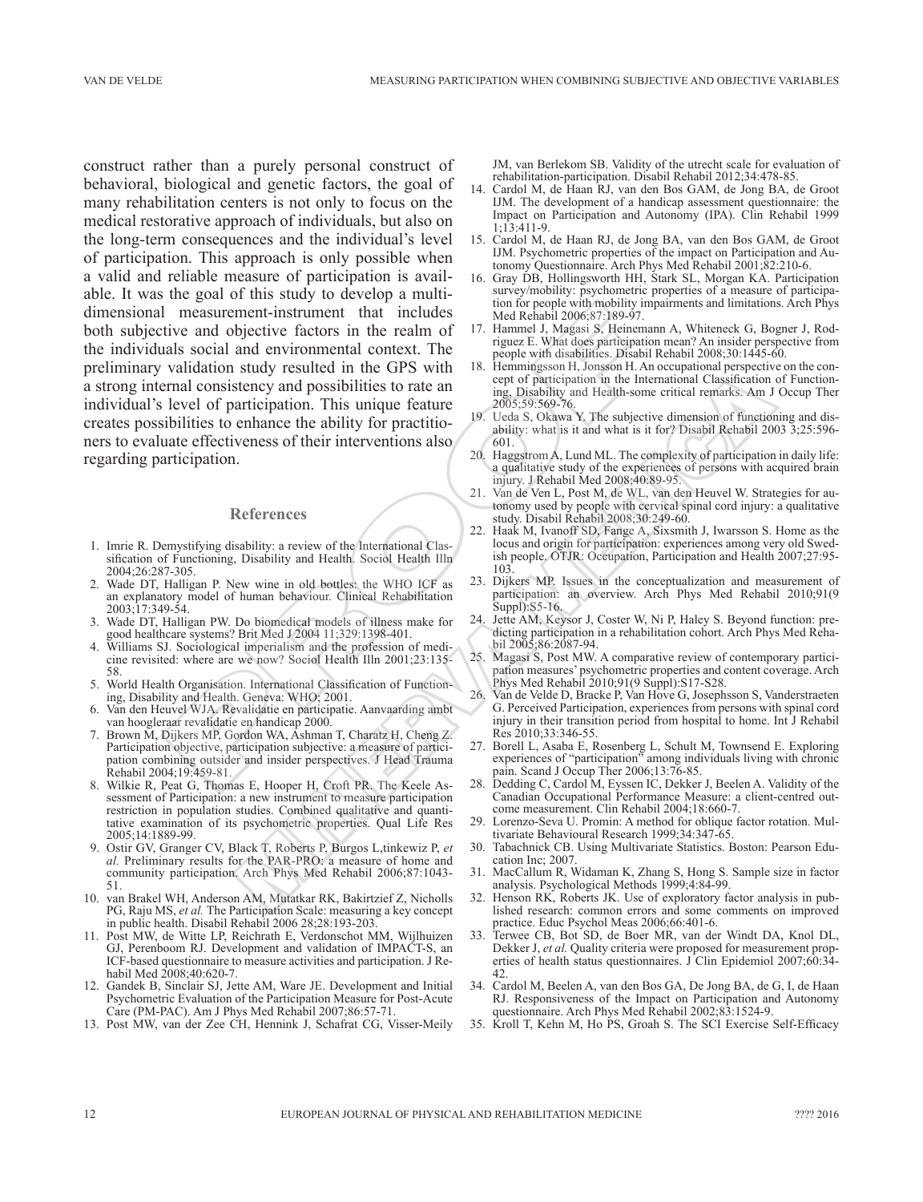construct rather than a purely personal construct of behavioral, biological and genetic factors, the goal of many rehabilitation centers is not only to focus on the medical restorative approach of individuals, but also on the long-term consequences and the individual's level of participation. This approach is only possible when a valid and reliable measure of participation is available. It was the goal of this study to develop a multi-dimensional measurement-instrument that includes both subjective and objective factors in the realm of the individuals social and environmental context. The preliminary validation study resulted in the GPS with a strong internal consistency and possibilities to rate an individual's level of participation. This unique feature creates possibilities to enhance the ability for practitioners to evaluate effectiveness of their interventions also regarding participation.

## References

1. Imrie R. Demystifying disability: a review of the International Classification of Functioning, Disability and Health. Sociol Health Illn 2004;26:287-305.
2. Wade DT, Halligan P. New wine in old bottles: the WHO ICF as an explanatory model of human behaviour. Clinical Rehabilitation 2003;17:349-54.
3. Wade DT, Halligan PW. Do biomedical models of illness make for good healthcare systems? Brit Med J 2004 11;329:1398-401.
4. Williams SJ. Sociological imperialism and the profession of medicine revisited: where are we now? Sociol Health Illn 2001;23:135-58.
5. World Health Organisation. International Classification of Functioning, Disability and Health. Geneva: WHO; 2001.
6. Van den Heuvel WJA. Revalidatie en participatie. Aanvaarding ambt van hoogleraar revalidatie en handicap 2000.
7. Brown M, Dijkers MP, Gordon WA, Ashman T, Charatz H, Cheng Z. Participation objective, participation subjective: a measure of participation combining outsider and insider perspectives. J Head Trauma Rehabil 2004;19:459-81.
8. Wilkie R, Peat G, Thomas E, Hooper H, Croft PR. The Keele Assessment of Participation: a new instrument to measure participation restriction in population studies. Combined qualitative and quantitative examination of its psychometric properties. Qual Life Res 2005;14:1889-99.
9. Ostir GV, Granger CV, Black T, Roberts P, Burgos L,tinkewiz P, *et al.* Preliminary results for the PAR-PRO: a measure of home and community participation. Arch Phys Med Rehabil 2006;87:1043-51.
10. van Brakel WH, Anderson AM, Mutatkar RK, Bakirtzief Z, Nicholls PG, Raju MS, *et al.* The Participation Scale: measuring a key concept in public health. Disabil Rehabil 2006 28;28:193-203.
11. Post MW, de Witte LP, Reichrath E, Verdonschot MM, Wijlhuizen GJ, Perenboom RJ. Development and validation of IMPACT-S, an ICF-based questionnaire to measure activities and participation. J Rehabil Med 2008;40:620-7.
12. Gandek B, Sinclair SJ, Jette AM, Ware JE. Development and Initial Psychometric Evaluation of the Participation Measure for Post-Acute Care (PM-PAC). Am J Phys Med Rehabil 2007;86:57-71.
13. Post MW, van der Zee CH, Hennink J, Schafrat CG, Visser-Meily JM, van Berlekom SB. Validity of the utrecht scale for evaluation of rehabilitation-participation. Disabil Rehabil 2012;34:478-85.
14. Cardol M, de Haan RJ, van den Bos GAM, de Jong BA, de Groot IJM. The development of a handicap assessment questionnaire: the Impact on Participation and Autonomy (IPA). Clin Rehabil 1999 1;13:411-9.
15. Cardol M, de Haan RJ, de Jong BA, van den Bos GAM, de Groot IJM. Psychometric properties of the impact on Participation and Autonomy Questionnaire. Arch Phys Med Rehabil 2001;82:210-6.
16. Gray DB, Hollingsworth HH, Stark SL, Morgan KA. Participation survey/mobility: psychometric properties of a measure of participation for people with mobility impairments and limitations. Arch Phys Med Rehabil 2006;87:189-97.
17. Hammel J, Magasi S, Heinemann A, Whiteneck G, Bogner J, Rodriguez E. What does participation mean? An insider perspective from people with disabilities. Disabil Rehabil 2008;30:1445-60.
18. Hemmingsson H, Jonsson H. An occupational perspective on the concept of participation in the International Classification of Functioning, Disability and Health-some critical remarks. Am J Occup Ther 2005;59:569-76.
19. Ueda S, Okawa Y. The subjective dimension of functioning and disability: what is it and what is it for? Disabil Rehabil 2003 3;25:596-601.
20. Haggstrom A, Lund ML. The complexity of participation in daily life: a qualitative study of the experiences of persons with acquired brain injury. J Rehabil Med 2008;40:89-95.
21. Van de Ven L, Post M, de WL, van den Heuvel W. Strategies for autonomy used by people with cervical spinal cord injury: a qualitative study. Disabil Rehabil 2008;30:249-60.
22. Haak M, Ivanoff SD, Fange A, Sixsmith J, Iwarsson S. Home as the locus and origin for participation: experiences among very old Swedish people. OTJR: Occupation, Participation and Health 2007;27:95-103.
23. Dijkers MP. Issues in the conceptualization and measurement of participation: an overview. Arch Phys Med Rehabil 2010;91(9 Suppl):S5-16.
24. Jette AM, Keysor J, Coster W, Ni P, Haley S. Beyond function: predicting participation in a rehabilitation cohort. Arch Phys Med Rehabil 2005;86:2087-94.
25. Magasi S, Post MW. A comparative review of contemporary participation measures' psychometric properties and content coverage. Arch Phys Med Rehabil 2010;91(9 Suppl):S17-S28.
26. Van de Velde D, Bracke P, Van Hove G, Josephsson S, Vanderstraeten G. Perceived Participation, experiences from persons with spinal cord injury in their transition period from hospital to home. Int J Rehabil Res 2010;33:346-55.
27. Borell L, Asaba E, Rosenberg L, Schult M, Townsend E. Exploring experiences of "participation" among individuals living with chronic pain. Scand J Occup Ther 2006;13:76-85.
28. Dedding C, Cardol M, Eyssen IC, Dekker J, Beelen A. Validity of the Canadian Occupational Performance Measure: a client-centred outcome measurement. Clin Rehabil 2004;18:660-7.
29. Lorenzo-Seva U. Promin: A method for oblique factor rotation. Multivariate Behavioural Research 1999;34:347-65.
30. Tabachnick CB. Using Multivariate Statistics. Boston: Pearson Education Inc; 2007.
31. MacCallum R, Widaman K, Zhang S, Hong S. Sample size in factor analysis. Psychological Methods 1999;4:84-99.
32. Henson RK, Roberts JK. Use of exploratory factor analysis in published research: common errors and some comments on improved practice. Educ Psychol Meas 2006;66:401-6.
33. Terwee CB, Bot SD, de Boer MR, van der Windt DA, Knol DL, Dekker J, *et al.* Quality criteria were proposed for measurement properties of health status questionnaires. J Clin Epidemiol 2007;60:34-42.
34. Cardol M, Beelen A, van den Bos GA, De Jong BA, de G, I, de Haan RJ. Responsiveness of the Impact on Participation and Autonomy questionnaire. Arch Phys Med Rehabil 2002;83:1524-9.
35. Kroll T, Kehn M, Ho PS, Groah S. The SCI Exercise Self-Efficacy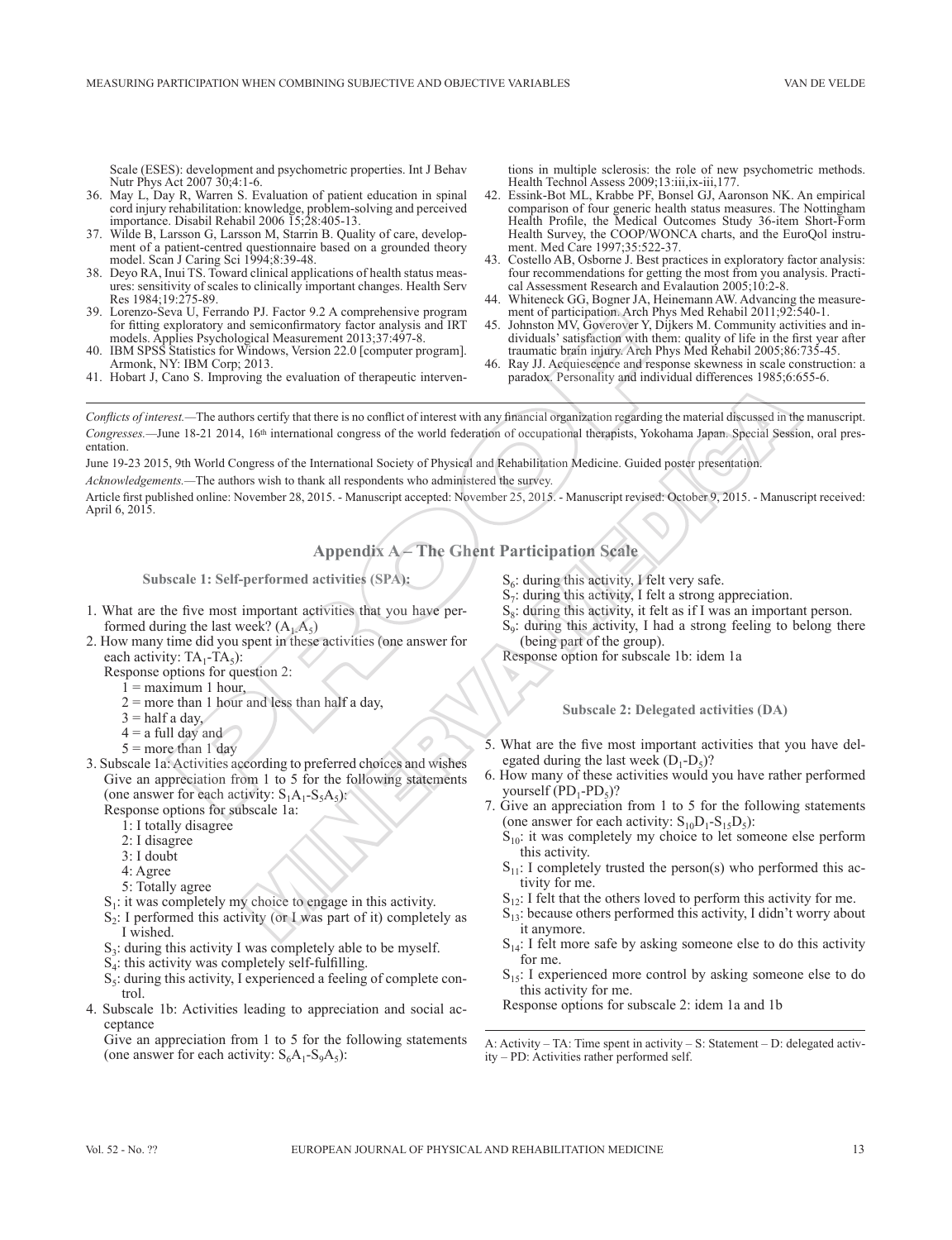Scale (ESES): development and psychometric properties. Int J Behav Nutr Phys Act 2007 30;4:1-6.

36. May L, Day R, Warren S. Evaluation of patient education in spinal cord injury rehabilitation: knowledge, problem-solving and perceived importance. Disabil Rehabil 2006 15;28:405-13.
37. Wilde B, Larsson G, Larsson M, Starrin B. Quality of care, development of a patient-centred questionnaire based on a grounded theory model. Scan J Caring Sci 1994;8:39-48.
38. Deyo RA, Inui TS. Toward clinical applications of health status measures: sensitivity of scales to clinically important changes. Health Serv Res 1984;19:275-89.
39. Lorenzo-Seva U, Ferrando PJ. Factor 9.2 A comprehensive program for fitting exploratory and semiconfirmatory factor analysis and IRT models. Applies Psychological Measurement 2013;37:497-8.
40. IBM SPSS Statistics for Windows, Version 22.0 [computer program]. Armonk, NY: IBM Corp; 2013.
41. Hobart J, Cano S. Improving the evaluation of therapeutic interventions in multiple sclerosis: the role of new psychometric methods. Health Technol Assess 2009;13:iii,ix-iii,177.
42. Essink-Bot ML, Krabbe PF, Bonsel GJ, Aaronson NK. An empirical comparison of four generic health status measures. The Nottingham Health Profile, the Medical Outcomes Study 36-item Short-Form Health Survey, the COOP/WONCA charts, and the EuroQol instrument. Med Care 1997;35:522-37.
43. Costello AB, Osborne J. Best practices in exploratory factor analysis: four recommendations for getting the most from you analysis. Practical Assessment Research and Evalaution 2005;10:2-8.
44. Whiteneck GG, Bogner JA, Heinemann AW. Advancing the measurement of participation. Arch Phys Med Rehabil 2011;92:540-1.
45. Johnston MV, Goverover Y, Dijkers M. Community activities and individuals' satisfaction with them: quality of life in the first year after traumatic brain injury. Arch Phys Med Rehabil 2005;86:735-45.
46. Ray JJ. Acquiescence and response skewness in scale construction: a paradox. Personality and individual differences 1985;6:655-6.

*Conflicts of interest.*—The authors certify that there is no conflict of interest with any financial organization regarding the material discussed in the manuscript.

*Congresses.*—June 18-21 2014, 16th international congress of the world federation of occupational therapists, Yokohama Japan. Special Session, oral presentation.

June 19-23 2015, 9th World Congress of the International Society of Physical and Rehabilitation Medicine. Guided poster presentation.

*Acknowledgements.*—The authors wish to thank all respondents who administered the survey.

Article first published online: November 28, 2015. - Manuscript accepted: November 25, 2015. - Manuscript revised: October 9, 2015. - Manuscript received: April 6, 2015.

## Appendix A – The Ghent Participation Scale

### Subscale 1: Self-performed activities (SPA):

1. What are the five most important activities that you have performed during the last week? ($A_1$-$A_5$)
2. How many time did you spent in these activities (one answer for each activity: $TA_1$-$TA_5$):
   Response options for question 2:
   - 1 = maximum 1 hour,
   - 2 = more than 1 hour and less than half a day,
   - 3 = half a day,
   - 4 = a full day and
   - 5 = more than 1 day
3. Subscale 1a: Activities according to preferred choices and wishes
   Give an appreciation from 1 to 5 for the following statements (one answer for each activity: $S_1A_1$-$S_5A_5$):
   Response options for subscale 1a:
   - 1: I totally disagree
   - 2: I disagree
   - 3: I doubt
   - 4: Agree
   - 5: Totally agree

   $S_1$: it was completely my choice to engage in this activity.
   $S_2$: I performed this activity (or I was part of it) completely as I wished.
   $S_3$: during this activity I was completely able to be myself.
   $S_4$: this activity was completely self-fulfilling.
   $S_5$: during this activity, I experienced a feeling of complete control.
4. Subscale 1b: Activities leading to appreciation and social acceptance
   Give an appreciation from 1 to 5 for the following statements (one answer for each activity: $S_6A_1$-$S_9A_5$):
   $S_6$: during this activity, I felt very safe.
   $S_7$: during this activity, I felt a strong appreciation.
   $S_8$: during this activity, it felt as if I was an important person.
   $S_9$: during this activity, I had a strong feeling to belong there (being part of the group).
   Response option for subscale 1b: idem 1a

### Subscale 2: Delegated activities (DA)

5. What are the five most important activities that you have delegated during the last week ($D_1$-$D_5$)?
6. How many of these activities would you have rather performed yourself ($PD_1$-$PD_5$)?
7. Give an appreciation from 1 to 5 for the following statements (one answer for each activity: $S_{10}D_1$-$S_{15}D_5$):
   $S_{10}$: it was completely my choice to let someone else perform this activity.
   $S_{11}$: I completely trusted the person(s) who performed this activity for me.
   $S_{12}$: I felt that the others loved to perform this activity for me.
   $S_{13}$: because others performed this activity, I didn't worry about it anymore.
   $S_{14}$: I felt more safe by asking someone else to do this activity for me.
   $S_{15}$: I experienced more control by asking someone else to do this activity for me.
   Response options for subscale 2: idem 1a and 1b

A: Activity – TA: Time spent in activity – S: Statement – D: delegated activity – PD: Activities rather performed self.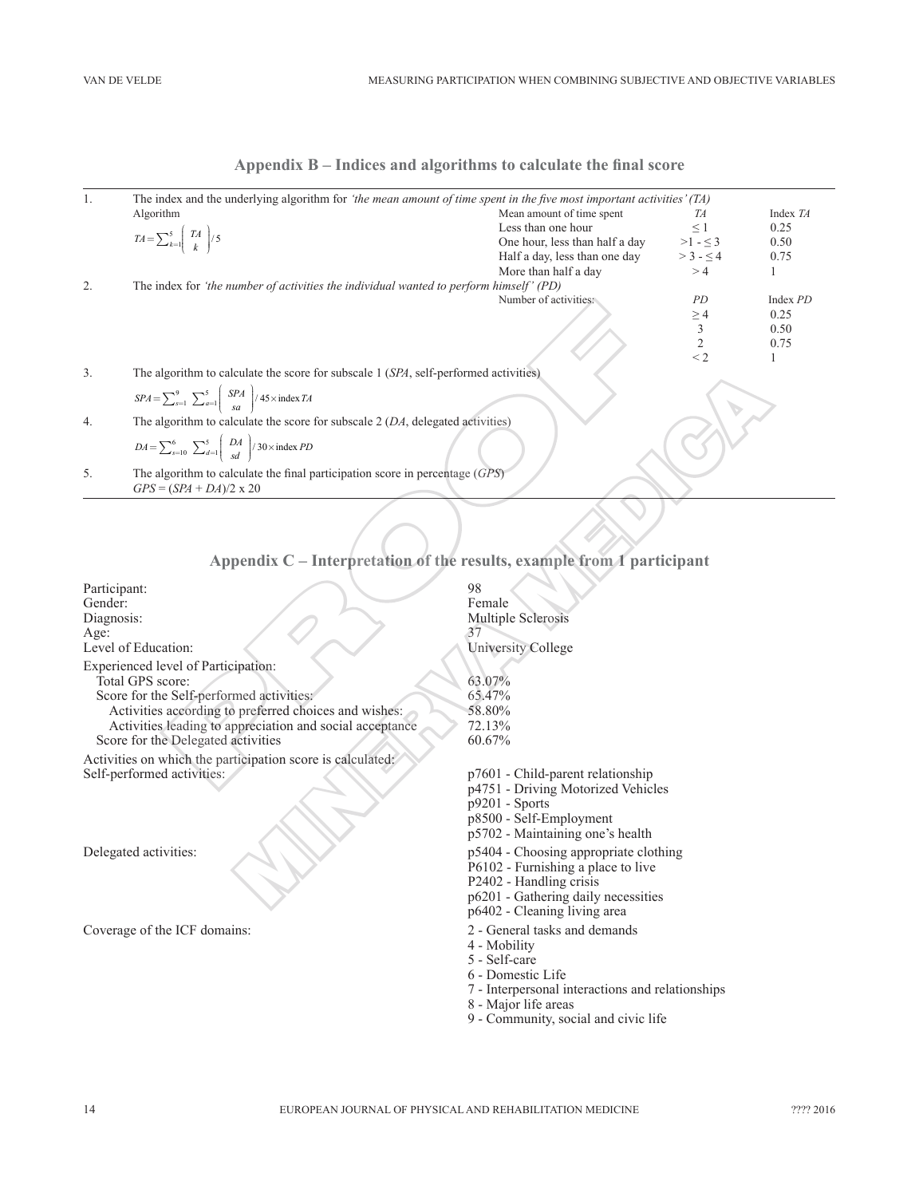## Appendix B – Indices and algorithms to calculate the final score

| | | | | |
|---|---|---|---|---|
| 1. | The index and the underlying algorithm for *'the mean amount of time spent in the five most important activities' (TA)* | | | |
| | Algorithm | Mean amount of time spent | *TA* | Index *TA* |
| | $TA=\sum_{k=1}^{5}\left(\frac{TA}{k}\right)/5$ | Less than one hour | $\leq 1$ | 0.25 |
| | | One hour, less than half a day | $>1 - \leq 3$ | 0.50 |
| | | Half a day, less than one day | $> 3 - \leq 4$ | 0.75 |
| | | More than half a day | $> 4$ | 1 |
| 2. | The index for *'the number of activities the individual wanted to perform himself' (PD)* | | | |
| | | Number of activities: | *PD* | Index *PD* |
| | | | $\geq 4$ | 0.25 |
| | | | 3 | 0.50 |
| | | | 2 | 0.75 |
| | | | $< 2$ | 1 |
| 3. | The algorithm to calculate the score for subscale 1 (*SPA*, self-performed activities) $SPA=\sum_{s=1}^{9}\sum_{a=1}^{5}\left(\frac{SPA}{sa}\right)/45\times \text{index } TA$ | | | |
| 4. | The algorithm to calculate the score for subscale 2 (*DA*, delegated activities) $DA=\sum_{s=10}^{6}\sum_{d=1}^{5}\left(\frac{DA}{sd}\right)/30\times \text{index } PD$ | | | |
| 5. | The algorithm to calculate the final participation score in percentage (*GPS*) $GPS = (SPA + DA)/2 \times 20$ | | | |

## Appendix C – Interpretation of the results, example from 1 participant

| | |
|---|---|
| Participant: | 98 |
| Gender: | Female |
| Diagnosis: | Multiple Sclerosis |
| Age: | 37 |
| Level of Education: | University College |
| Experienced level of Participation: | |
| Total GPS score: | 63.07% |
| Score for the Self-performed activities: | 65.47% |
| Activities according to preferred choices and wishes: | 58.80% |
| Activities leading to appreciation and social acceptance | 72.13% |
| Score for the Delegated activities | 60.67% |
| Activities on which the participation score is calculated: | |
| Self-performed activities: | p7601 - Child-parent relationship<br>p4751 - Driving Motorized Vehicles<br>p9201 - Sports<br>p8500 - Self-Employment<br>p5702 - Maintaining one's health |
| Delegated activities: | p5404 - Choosing appropriate clothing<br>P6102 - Furnishing a place to live<br>P2402 - Handling crisis<br>p6201 - Gathering daily necessities<br>p6402 - Cleaning living area |
| Coverage of the ICF domains: | 2 - General tasks and demands<br>4 - Mobility<br>5 - Self-care<br>6 - Domestic Life<br>7 - Interpersonal interactions and relationships<br>8 - Major life areas<br>9 - Community, social and civic life |